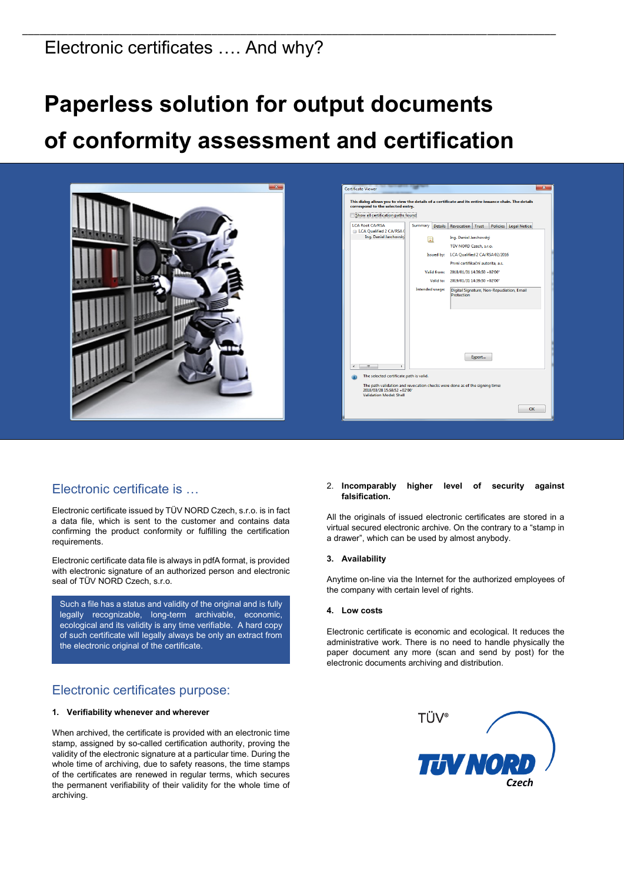Electronic certificates …. And why?

# Paperless solution for output documents of conformity assessment and certification

## Electronic certificate is …

Electronic certificate issued by TÜV NORD Czech, s.r.o. is in fact a data file, which is sent to the customer and contains data confirming the product conformity or fulfilling the certification requirements.

Electronic certificate data file is always in pdfA format, is provided with electronic signature of an authorized person and electronic seal of TÜV NORD Czech, s.r.o.

Such a file has a status and validity of the original and is fully legally recognizable, long-term archivable, economic, ecological and its validity is any time verifiable. A hard copy of such certificate will legally always be only an extract from the electronic original of the certificate.

## Electronic certificates purpose:

**1. Verifiability whenever and wherever**

When archived, the certificate is provided with an electronic time stamp, assigned by so-called certification authority, proving the validity of the electronic signature at a particular time. During the whole time of archiving, due to safety reasons, the time stamps of the certificates are renewed in regular terms, which secures the permanent verifiability of their validity for the whole time of archiving.

**2. Incomparably higher level of security against falsification.**

All the originals of issued electronic certificates are stored in a virtual secured electronic archive. On the contrary to a "stamp in a drawer", which can be used by almost anybody.

**3. Availability**

Anytime on-line via the Internet for the authorized employees of the company with certain level of rights.

**4. Low costs**

Electronic certificate is economic and ecological. It reduces the administrative work. There is no need to handle physically the paper document any more (scan and send by post) for the electronic documents archiving and distribution.

TÜV® TÜV NORD Czech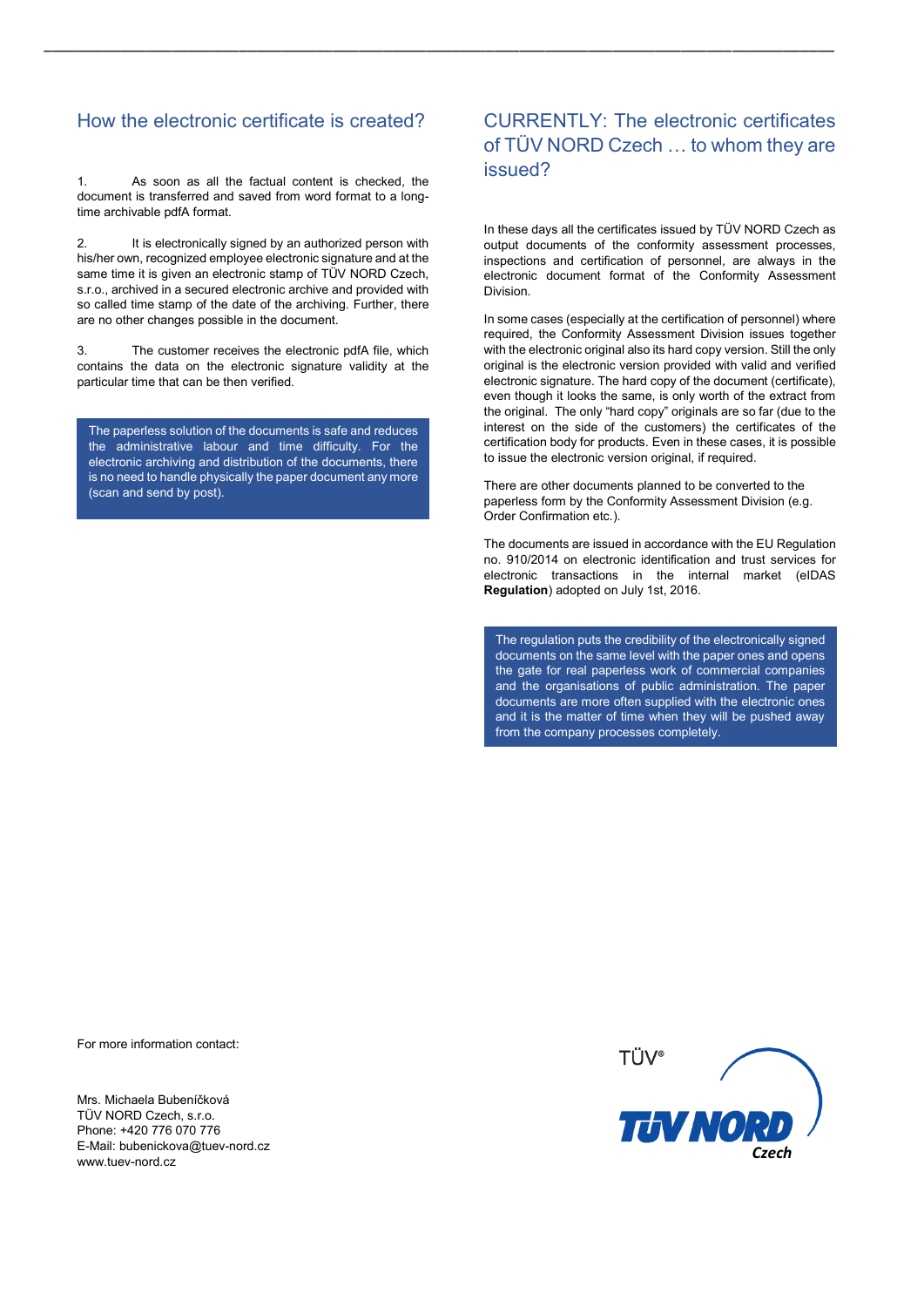## How the electronic certificate is created?

1. As soon as all the factual content is checked, the document is transferred and saved from word format to a long-time archivable pdfA format.

2. It is electronically signed by an authorized person with his/her own, recognized employee electronic signature and at the same time it is given an electronic stamp of TÜV NORD Czech, s.r.o., archived in a secured electronic archive and provided with so called time stamp of the date of the archiving. Further, there are no other changes possible in the document.

3. The customer receives the electronic pdfA file, which contains the data on the electronic signature validity at the particular time that can be then verified.

> The paperless solution of the documents is safe and reduces the administrative labour and time difficulty. For the electronic archiving and distribution of the documents, there is no need to handle physically the paper document any more (scan and send by post).

## CURRENTLY: The electronic certificates of TÜV NORD Czech … to whom they are issued?

In these days all the certificates issued by TÜV NORD Czech as output documents of the conformity assessment processes, inspections and certification of personnel, are always in the electronic document format of the Conformity Assessment Division.

In some cases (especially at the certification of personnel) where required, the Conformity Assessment Division issues together with the electronic original also its hard copy version. Still the only original is the electronic version provided with valid and verified electronic signature. The hard copy of the document (certificate), even though it looks the same, is only worth of the extract from the original. The only "hard copy" originals are so far (due to the interest on the side of the customers) the certificates of the certification body for products. Even in these cases, it is possible to issue the electronic version original, if required.

There are other documents planned to be converted to the paperless form by the Conformity Assessment Division (e.g. Order Confirmation etc.).

The documents are issued in accordance with the EU Regulation no. 910/2014 on electronic identification and trust services for electronic transactions in the internal market (eIDAS **Regulation**) adopted on July 1st, 2016.

> The regulation puts the credibility of the electronically signed documents on the same level with the paper ones and opens the gate for real paperless work of commercial companies and the organisations of public administration. The paper documents are more often supplied with the electronic ones and it is the matter of time when they will be pushed away from the company processes completely.

For more information contact:

Mrs. Michaela Bubeníčková
TÜV NORD Czech, s.r.o.
Phone: +420 776 070 776
E-Mail: bubenickova@tuev-nord.cz
www.tuev-nord.cz

TÜV® TÜV NORD Czech